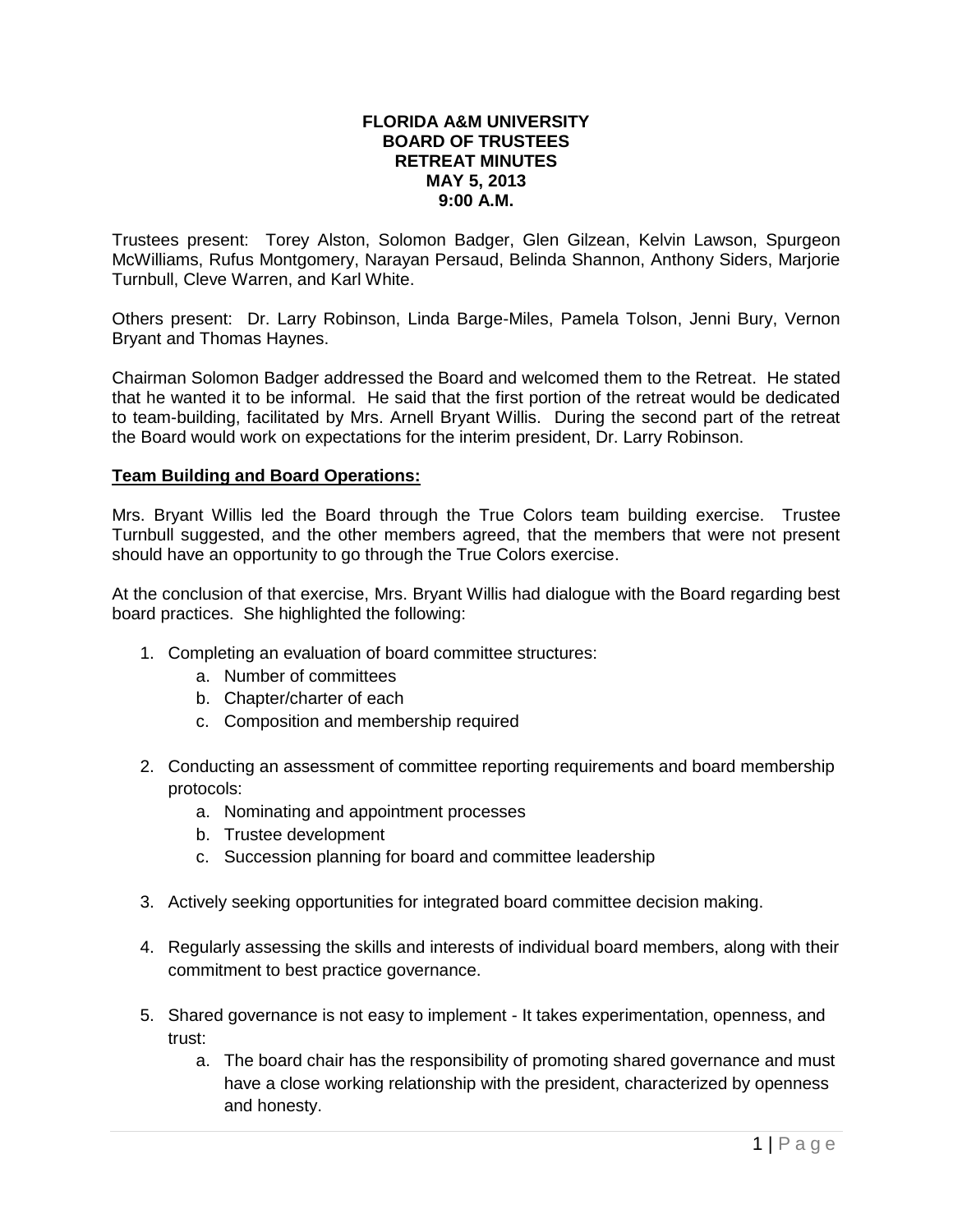# FLORIDA A&M UNIVERSITY
# BOARD OF TRUSTEES
# RETREAT MINUTES
# MAY 5, 2013
# 9:00 A.M.

Trustees present: Torey Alston, Solomon Badger, Glen Gilzean, Kelvin Lawson, Spurgeon McWilliams, Rufus Montgomery, Narayan Persaud, Belinda Shannon, Anthony Siders, Marjorie Turnbull, Cleve Warren, and Karl White.

Others present: Dr. Larry Robinson, Linda Barge-Miles, Pamela Tolson, Jenni Bury, Vernon Bryant and Thomas Haynes.

Chairman Solomon Badger addressed the Board and welcomed them to the Retreat. He stated that he wanted it to be informal. He said that the first portion of the retreat would be dedicated to team-building, facilitated by Mrs. Arnell Bryant Willis. During the second part of the retreat the Board would work on expectations for the interim president, Dr. Larry Robinson.

## Team Building and Board Operations:

Mrs. Bryant Willis led the Board through the True Colors team building exercise. Trustee Turnbull suggested, and the other members agreed, that the members that were not present should have an opportunity to go through the True Colors exercise.

At the conclusion of that exercise, Mrs. Bryant Willis had dialogue with the Board regarding best board practices. She highlighted the following:

1. Completing an evaluation of board committee structures:
    a. Number of committees
    b. Chapter/charter of each
    c. Composition and membership required

2. Conducting an assessment of committee reporting requirements and board membership protocols:
    a. Nominating and appointment processes
    b. Trustee development
    c. Succession planning for board and committee leadership

3. Actively seeking opportunities for integrated board committee decision making.

4. Regularly assessing the skills and interests of individual board members, along with their commitment to best practice governance.

5. Shared governance is not easy to implement - It takes experimentation, openness, and trust:
    a. The board chair has the responsibility of promoting shared governance and must have a close working relationship with the president, characterized by openness and honesty.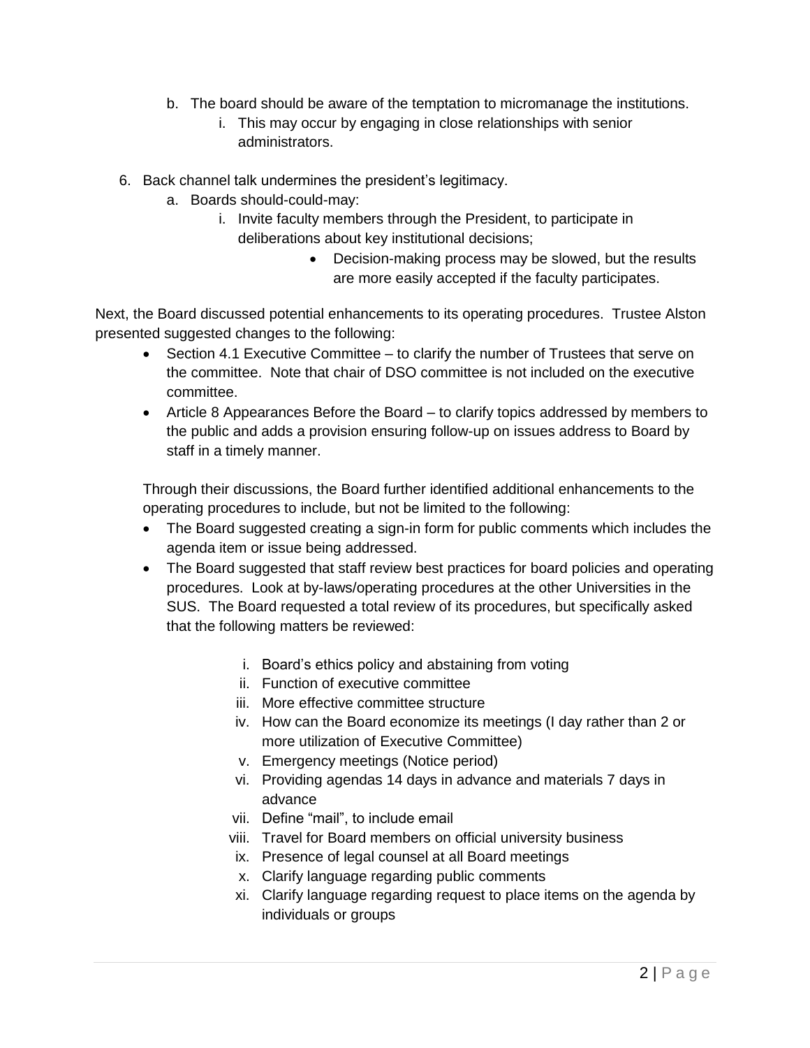b. The board should be aware of the temptation to micromanage the institutions.
      i. This may occur by engaging in close relationships with senior administrators.

6. Back channel talk undermines the president's legitimacy.
   a. Boards should-could-may:
      i. Invite faculty members through the President, to participate in deliberations about key institutional decisions;
         - Decision-making process may be slowed, but the results are more easily accepted if the faculty participates.

Next, the Board discussed potential enhancements to its operating procedures. Trustee Alston presented suggested changes to the following:

- Section 4.1 Executive Committee – to clarify the number of Trustees that serve on the committee. Note that chair of DSO committee is not included on the executive committee.
- Article 8 Appearances Before the Board – to clarify topics addressed by members to the public and adds a provision ensuring follow-up on issues address to Board by staff in a timely manner.

Through their discussions, the Board further identified additional enhancements to the operating procedures to include, but not be limited to the following:

- The Board suggested creating a sign-in form for public comments which includes the agenda item or issue being addressed.
- The Board suggested that staff review best practices for board policies and operating procedures. Look at by-laws/operating procedures at the other Universities in the SUS. The Board requested a total review of its procedures, but specifically asked that the following matters be reviewed:

   i. Board's ethics policy and abstaining from voting
   ii. Function of executive committee
   iii. More effective committee structure
   iv. How can the Board economize its meetings (I day rather than 2 or more utilization of Executive Committee)
   v. Emergency meetings (Notice period)
   vi. Providing agendas 14 days in advance and materials 7 days in advance
   vii. Define "mail", to include email
   viii. Travel for Board members on official university business
   ix. Presence of legal counsel at all Board meetings
   x. Clarify language regarding public comments
   xi. Clarify language regarding request to place items on the agenda by individuals or groups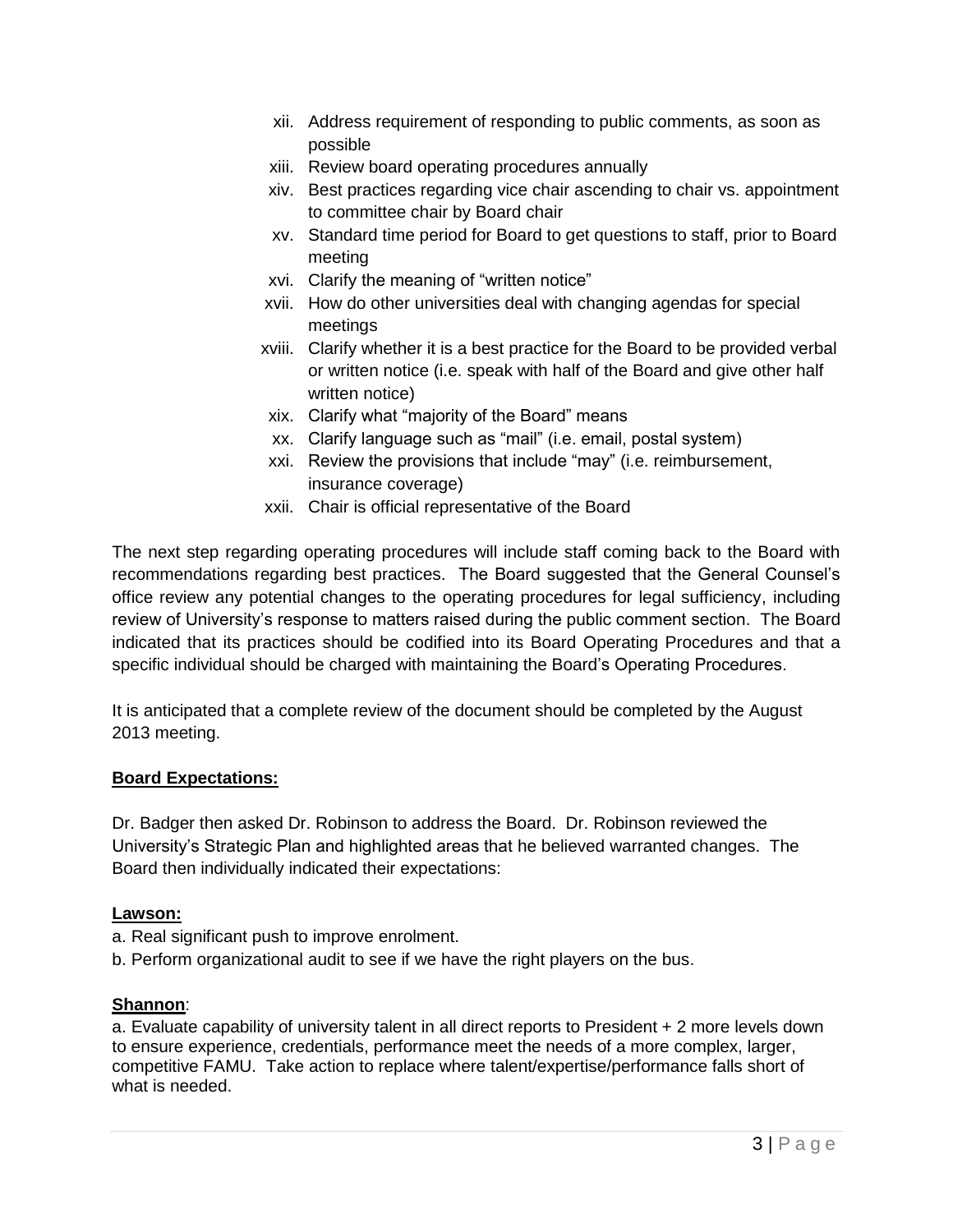xii. Address requirement of responding to public comments, as soon as possible
xiii. Review board operating procedures annually
xiv. Best practices regarding vice chair ascending to chair vs. appointment to committee chair by Board chair
xv. Standard time period for Board to get questions to staff, prior to Board meeting
xvi. Clarify the meaning of "written notice"
xvii. How do other universities deal with changing agendas for special meetings
xviii. Clarify whether it is a best practice for the Board to be provided verbal or written notice (i.e. speak with half of the Board and give other half written notice)
xix. Clarify what "majority of the Board" means
xx. Clarify language such as "mail" (i.e. email, postal system)
xxi. Review the provisions that include "may" (i.e. reimbursement, insurance coverage)
xxii. Chair is official representative of the Board

The next step regarding operating procedures will include staff coming back to the Board with recommendations regarding best practices. The Board suggested that the General Counsel's office review any potential changes to the operating procedures for legal sufficiency, including review of University's response to matters raised during the public comment section. The Board indicated that its practices should be codified into its Board Operating Procedures and that a specific individual should be charged with maintaining the Board's Operating Procedures.

It is anticipated that a complete review of the document should be completed by the August 2013 meeting.

**Board Expectations:**

Dr. Badger then asked Dr. Robinson to address the Board. Dr. Robinson reviewed the University's Strategic Plan and highlighted areas that he believed warranted changes. The Board then individually indicated their expectations:

**Lawson:**

a. Real significant push to improve enrolment.
b. Perform organizational audit to see if we have the right players on the bus.

**Shannon**:

a. Evaluate capability of university talent in all direct reports to President + 2 more levels down to ensure experience, credentials, performance meet the needs of a more complex, larger, competitive FAMU. Take action to replace where talent/expertise/performance falls short of what is needed.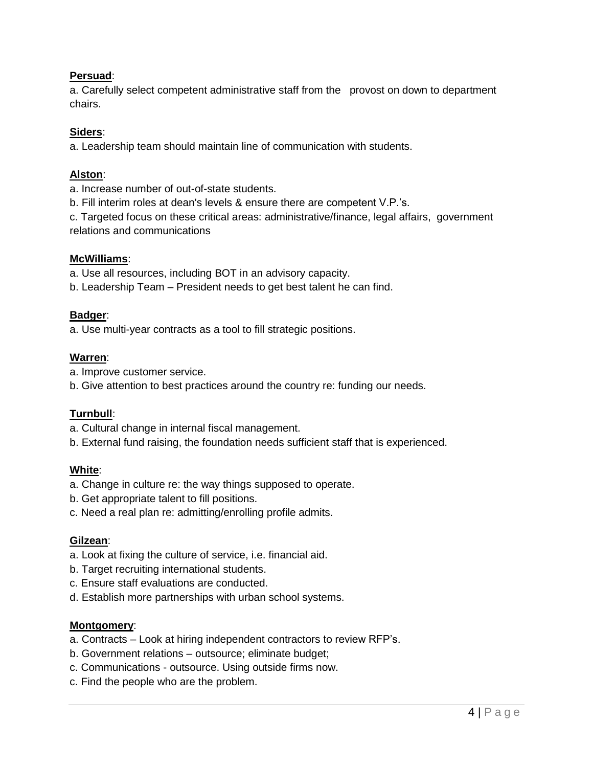**Persuad**:

a. Carefully select competent administrative staff from the provost on down to department chairs.

**Siders**:

a. Leadership team should maintain line of communication with students.

**Alston**:

a. Increase number of out-of-state students.
b. Fill interim roles at dean's levels & ensure there are competent V.P.'s.
c. Targeted focus on these critical areas: administrative/finance, legal affairs, government relations and communications

**McWilliams**:

a. Use all resources, including BOT in an advisory capacity.
b. Leadership Team – President needs to get best talent he can find.

**Badger**:

a. Use multi-year contracts as a tool to fill strategic positions.

**Warren**:

a. Improve customer service.
b. Give attention to best practices around the country re: funding our needs.

**Turnbull**:

a. Cultural change in internal fiscal management.
b. External fund raising, the foundation needs sufficient staff that is experienced.

**White**:

a. Change in culture re: the way things supposed to operate.
b. Get appropriate talent to fill positions.
c. Need a real plan re: admitting/enrolling profile admits.

**Gilzean**:

a. Look at fixing the culture of service, i.e. financial aid.
b. Target recruiting international students.
c. Ensure staff evaluations are conducted.
d. Establish more partnerships with urban school systems.

**Montgomery**:

a. Contracts – Look at hiring independent contractors to review RFP's.
b. Government relations – outsource; eliminate budget;
c. Communications - outsource. Using outside firms now.
c. Find the people who are the problem.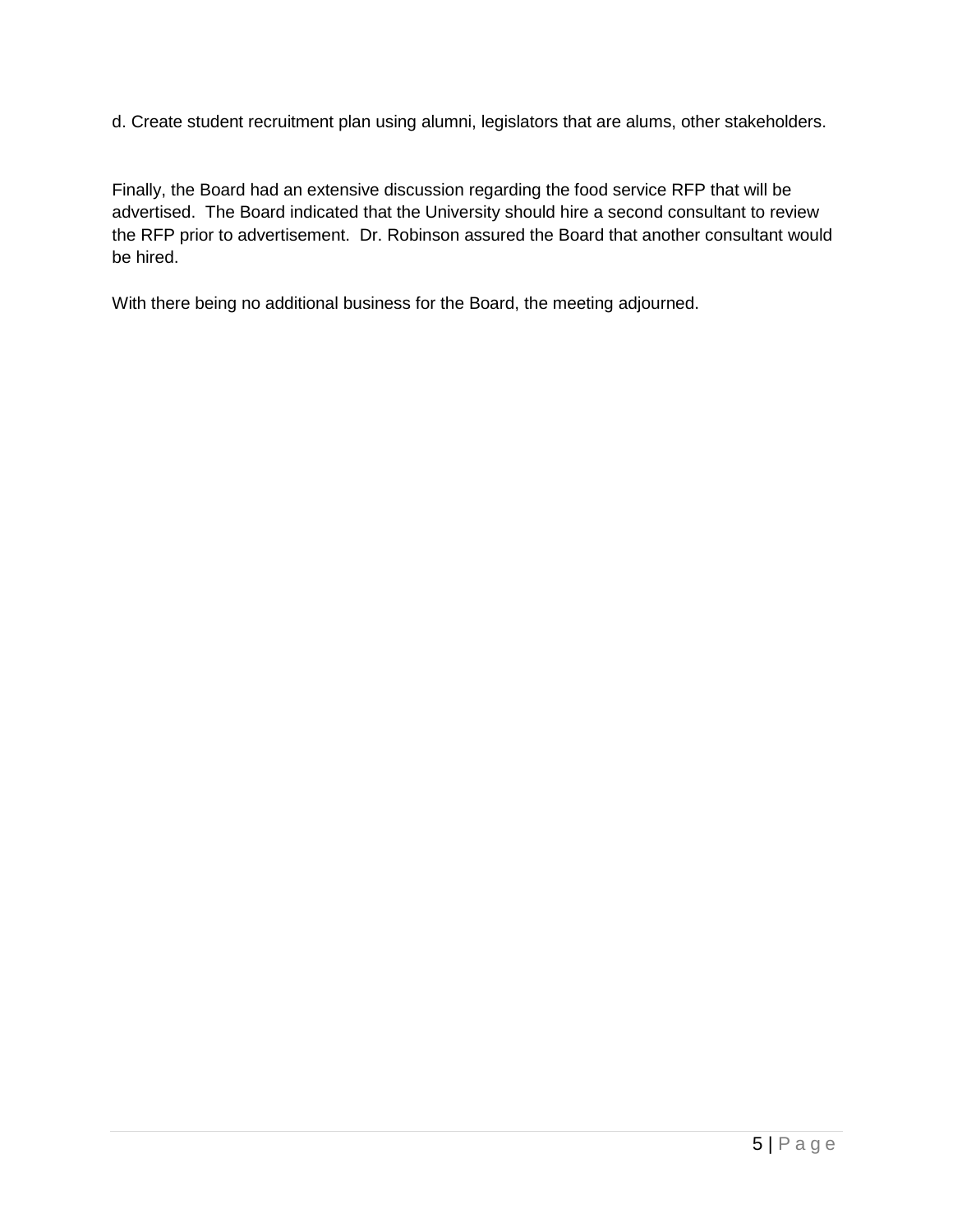d. Create student recruitment plan using alumni, legislators that are alums, other stakeholders.

Finally, the Board had an extensive discussion regarding the food service RFP that will be advertised. The Board indicated that the University should hire a second consultant to review the RFP prior to advertisement. Dr. Robinson assured the Board that another consultant would be hired.

With there being no additional business for the Board, the meeting adjourned.